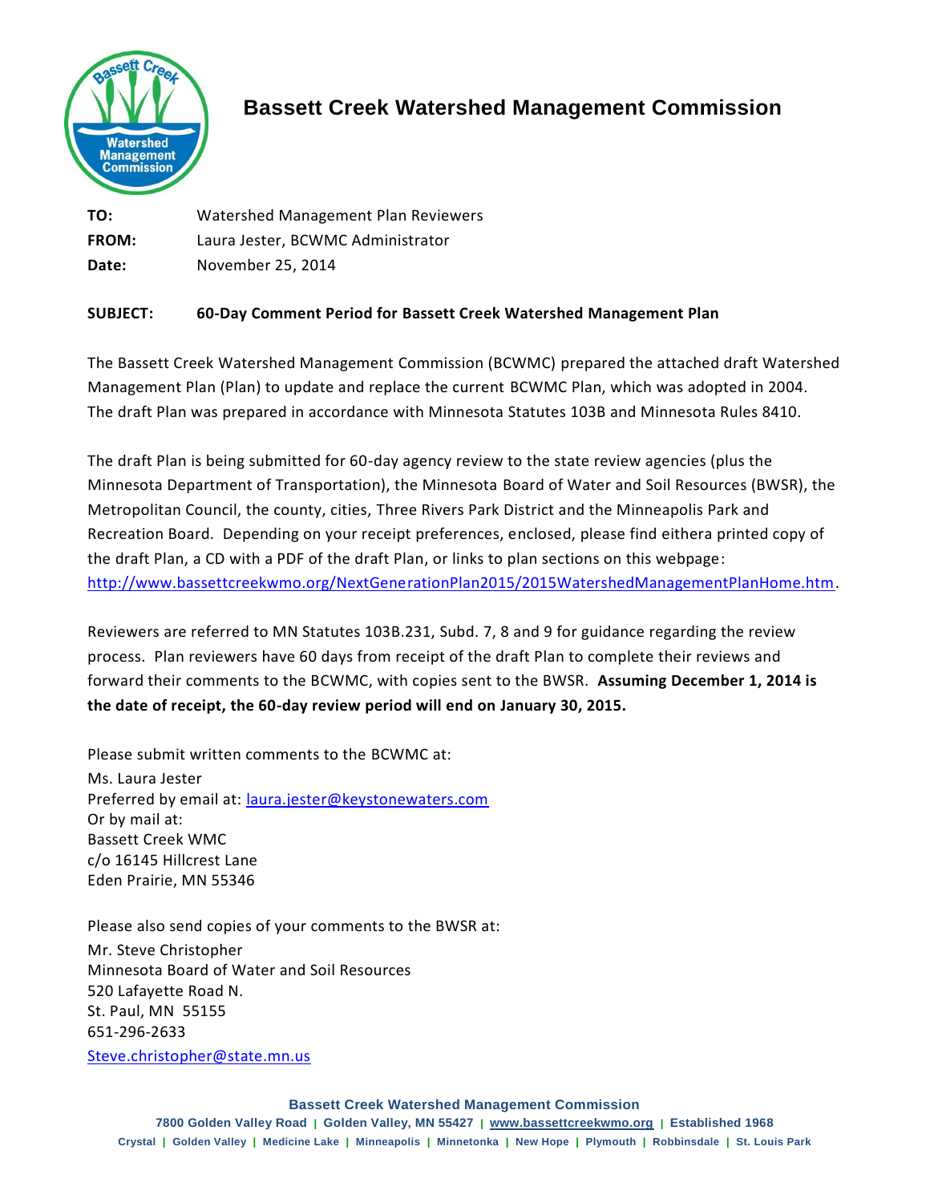# Bassett Creek Watershed Management Commission

**TO:** Watershed Management Plan Reviewers
**FROM:** Laura Jester, BCWMC Administrator
**Date:** November 25, 2014

**SUBJECT: 60-Day Comment Period for Bassett Creek Watershed Management Plan**

The Bassett Creek Watershed Management Commission (BCWMC) prepared the attached draft Watershed Management Plan (Plan) to update and replace the current BCWMC Plan, which was adopted in 2004. The draft Plan was prepared in accordance with Minnesota Statutes 103B and Minnesota Rules 8410.

The draft Plan is being submitted for 60-day agency review to the state review agencies (plus the Minnesota Department of Transportation), the Minnesota Board of Water and Soil Resources (BWSR), the Metropolitan Council, the county, cities, Three Rivers Park District and the Minneapolis Park and Recreation Board. Depending on your receipt preferences, enclosed, please find eithera printed copy of the draft Plan, a CD with a PDF of the draft Plan, or links to plan sections on this webpage: http://www.bassettcreekwmo.org/NextGenerationPlan2015/2015WatershedManagementPlanHome.htm.

Reviewers are referred to MN Statutes 103B.231, Subd. 7, 8 and 9 for guidance regarding the review process. Plan reviewers have 60 days from receipt of the draft Plan to complete their reviews and forward their comments to the BCWMC, with copies sent to the BWSR. **Assuming December 1, 2014 is the date of receipt, the 60-day review period will end on January 30, 2015.**

Please submit written comments to the BCWMC at:

Ms. Laura Jester
Preferred by email at: laura.jester@keystonewaters.com
Or by mail at:
Bassett Creek WMC
c/o 16145 Hillcrest Lane
Eden Prairie, MN 55346

Please also send copies of your comments to the BWSR at:

Mr. Steve Christopher
Minnesota Board of Water and Soil Resources
520 Lafayette Road N.
St. Paul, MN 55155
651-296-2633
Steve.christopher@state.mn.us

**Bassett Creek Watershed Management Commission**
7800 Golden Valley Road | Golden Valley, MN 55427 | www.bassettcreekwmo.org | Established 1968
Crystal | Golden Valley | Medicine Lake | Minneapolis | Minnetonka | New Hope | Plymouth | Robbinsdale | St. Louis Park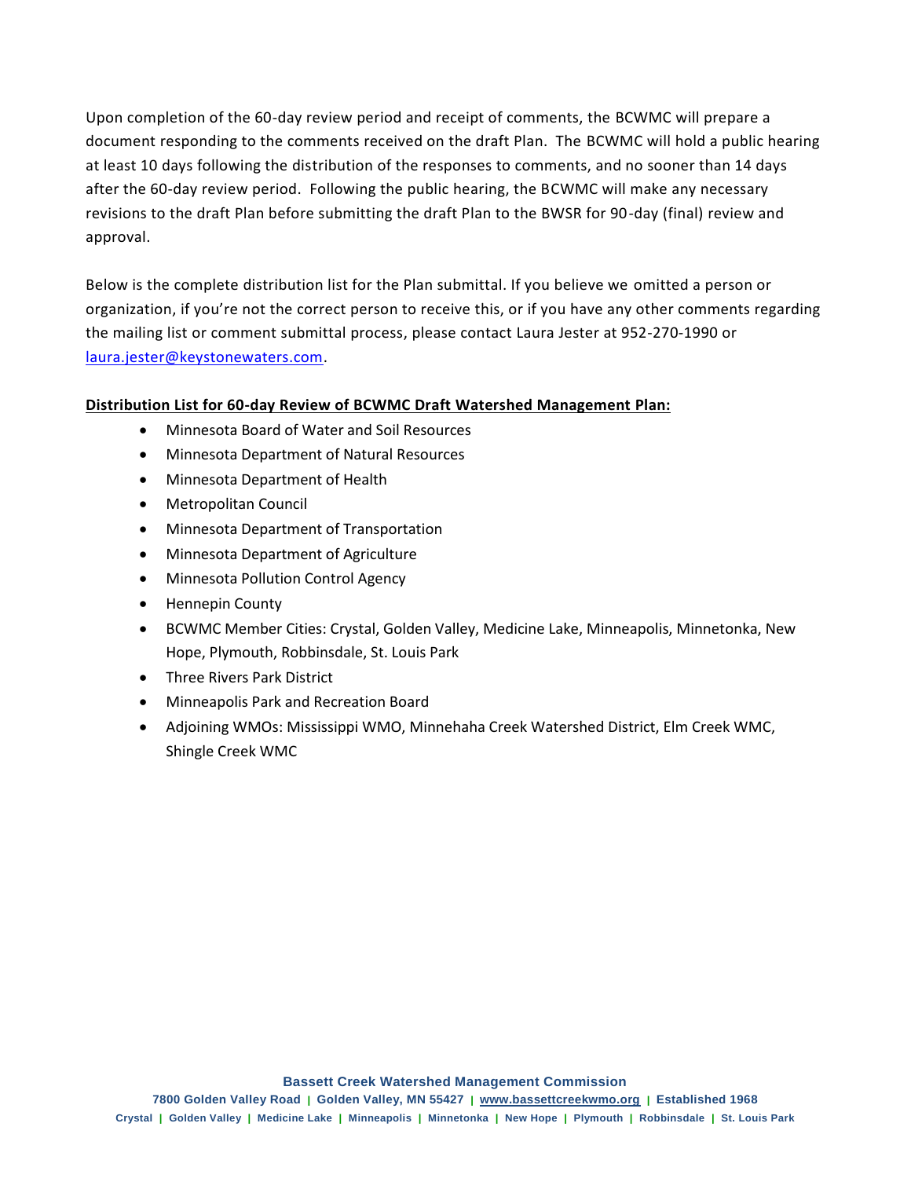Upon completion of the 60-day review period and receipt of comments, the BCWMC will prepare a document responding to the comments received on the draft Plan. The BCWMC will hold a public hearing at least 10 days following the distribution of the responses to comments, and no sooner than 14 days after the 60-day review period. Following the public hearing, the BCWMC will make any necessary revisions to the draft Plan before submitting the draft Plan to the BWSR for 90-day (final) review and approval.

Below is the complete distribution list for the Plan submittal. If you believe we omitted a person or organization, if you're not the correct person to receive this, or if you have any other comments regarding the mailing list or comment submittal process, please contact Laura Jester at 952-270-1990 or [laura.jester@keystonewaters.com](mailto:laura.jester@keystonewaters.com).

**Distribution List for 60-day Review of BCWMC Draft Watershed Management Plan:**

- Minnesota Board of Water and Soil Resources
- Minnesota Department of Natural Resources
- Minnesota Department of Health
- Metropolitan Council
- Minnesota Department of Transportation
- Minnesota Department of Agriculture
- Minnesota Pollution Control Agency
- Hennepin County
- BCWMC Member Cities: Crystal, Golden Valley, Medicine Lake, Minneapolis, Minnetonka, New Hope, Plymouth, Robbinsdale, St. Louis Park
- Three Rivers Park District
- Minneapolis Park and Recreation Board
- Adjoining WMOs: Mississippi WMO, Minnehaha Creek Watershed District, Elm Creek WMC, Shingle Creek WMC